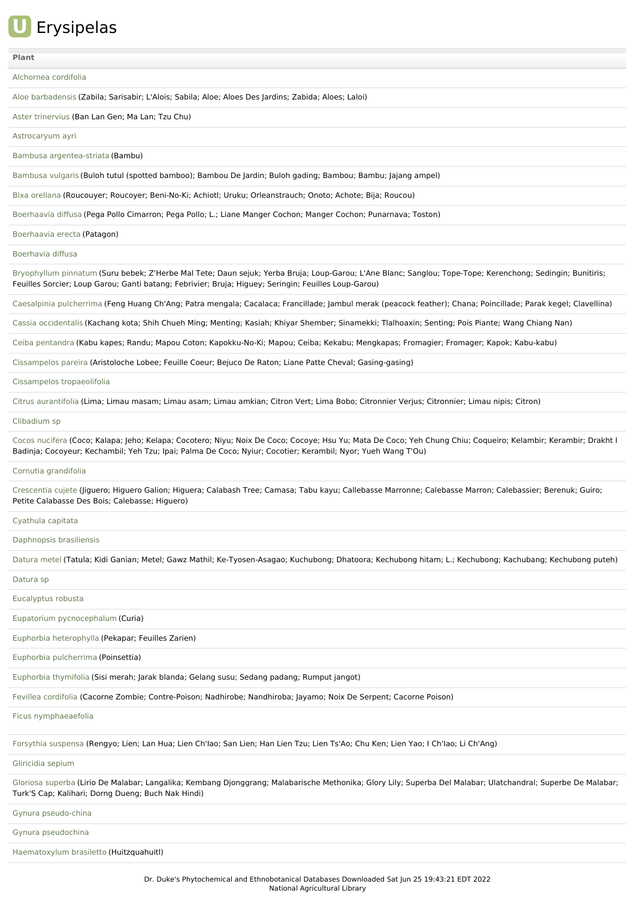# Erysipelas

| Plant |
|---|
| Alchornea cordifolia |
| Aloe barbadensis (Zabila; Sarisabir; L'Alois; Sabila; Aloe; Aloes Des Jardins; Zabida; Aloes; Laloi) |
| Aster trinervius (Ban Lan Gen; Ma Lan; Tzu Chu) |
| Astrocaryum ayri |
| Bambusa argentea-striata (Bambu) |
| Bambusa vulgaris (Buloh tutul (spotted bamboo); Bambou De Jardin; Buloh gading; Bambou; Bambu; Jajang ampel) |
| Bixa orellana (Roucouyer; Roucoyer; Beni-No-Ki; Achiotl; Uruku; Orleanstrauch; Onoto; Achote; Bija; Roucou) |
| Boerhaavia diffusa (Pega Pollo Cimarron; Pega Pollo; L.; Liane Manger Cochon; Manger Cochon; Punarnava; Toston) |
| Boerhaavia erecta (Patagon) |
| Boerhavia diffusa |
| Bryophyllum pinnatum (Suru bebek; Z'Herbe Mal Tete; Daun sejuk; Yerba Bruja; Loup-Garou; L'Ane Blanc; Sanglou; Tope-Tope; Kerenchong; Sedingin; Bunitiris; Feuilles Sorcier; Loup Garou; Ganti batang; Febrivier; Bruja; Higuey; Seringin; Feuilles Loup-Garou) |
| Caesalpinia pulcherrima (Feng Huang Ch'Ang; Patra mengala; Cacalaca; Francillade; Jambul merak (peacock feather); Chana; Poincillade; Parak kegel; Clavellina) |
| Cassia occidentalis (Kachang kota; Shih Chueh Ming; Menting; Kasiah; Khiyar Shember; Sinamekki; Tlalhoaxin; Senting; Pois Piante; Wang Chiang Nan) |
| Ceiba pentandra (Kabu kapes; Randu; Mapou Coton; Kapokku-No-Ki; Mapou; Ceiba; Kekabu; Mengkapas; Fromagier; Fromager; Kapok; Kabu-kabu) |
| Cissampelos pareira (Aristoloche Lobee; Feuille Coeur; Bejuco De Raton; Liane Patte Cheval; Gasing-gasing) |
| Cissampelos tropaeolifolia |
| Citrus aurantifolia (Lima; Limau masam; Limau asam; Limau amkian; Citron Vert; Lima Bobo; Citronnier Verjus; Citronnier; Limau nipis; Citron) |
| Clibadium sp |
| Cocos nucifera (Coco; Kalapa; Jeho; Kelapa; Cocotero; Niyu; Noix De Coco; Cocoye; Hsu Yu; Mata De Coco; Yeh Chung Chiu; Coqueiro; Kelambir; Kerambir; Drakht I Badinja; Cocoyeur; Kechambil; Yeh Tzu; Ipai; Palma De Coco; Nyiur; Cocotier; Kerambil; Nyor; Yueh Wang T'Ou) |
| Cornutia grandifolia |
| Crescentia cujete (Jiguero; Higuero Galion; Higuera; Calabash Tree; Camasa; Tabu kayu; Callebasse Marronne; Calebasse Marron; Calebassier; Berenuk; Guiro; Petite Calabasse Des Bois; Calebasse; Higuero) |
| Cyathula capitata |
| Daphnopsis brasiliensis |
| Datura metel (Tatula; Kidi Ganian; Metel; Gawz Mathil; Ke-Tyosen-Asagao; Kuchubong; Dhatoora; Kechubong hitam; L.; Kechubong; Kachubang; Kechubong puteh) |
| Datura sp |
| Eucalyptus robusta |
| Eupatorium pycnocephalum (Curia) |
| Euphorbia heterophylla (Pekapar; Feuilles Zarien) |
| Euphorbia pulcherrima (Poinsettia) |
| Euphorbia thymifolia (Sisi merah; Jarak blanda; Gelang susu; Sedang padang; Rumput jangot) |
| Fevillea cordifolia (Cacorne Zombie; Contre-Poison; Nadhirobe; Nandhiroba; Jayamo; Noix De Serpent; Cacorne Poison) |
| Ficus nymphaeaefolia |
| Forsythia suspensa (Rengyo; Lien; Lan Hua; Lien Ch'Iao; San Lien; Han Lien Tzu; Lien Ts'Ao; Chu Ken; Lien Yao; I Ch'Iao; Li Ch'Ang) |
| Gliricidia sepium |
| Gloriosa superba (Lirio De Malabar; Langalika; Kembang Djonggrang; Malabarische Methonika; Glory Lily; Superba Del Malabar; Ulatchandral; Superbe De Malabar; Turk'S Cap; Kalihari; Dorng Dueng; Buch Nak Hindi) |
| Gynura pseudo-china |
| Gynura pseudochina |
| Haematoxylum brasiletto (Huitzquahuitl) |

Dr. Duke's Phytochemical and Ethnobotanical Databases Downloaded Sat Jun 25 19:43:21 EDT 2022
National Agricultural Library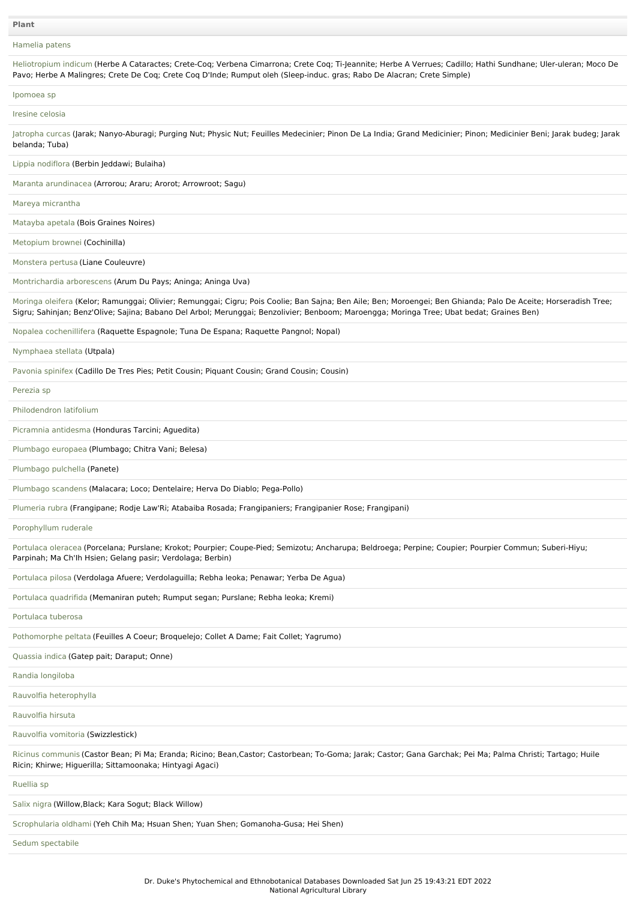| Plant |
| --- |
| Hamelia patens |
| Heliotropium indicum (Herbe A Cataractes; Crete-Coq; Verbena Cimarrona; Crete Coq; Ti-Jeannite; Herbe A Verrues; Cadillo; Hathi Sundhane; Uler-uleran; Moco De Pavo; Herbe A Malingres; Crete De Coq; Crete Coq D'Inde; Rumput oleh (Sleep-induc. gras; Rabo De Alacran; Crete Simple) |
| Ipomoea sp |
| Iresine celosia |
| Jatropha curcas (Jarak; Nanyo-Aburagi; Purging Nut; Physic Nut; Feuilles Medecinier; Pinon De La India; Grand Medicinier; Pinon; Medicinier Beni; Jarak budeg; Jarak belanda; Tuba) |
| Lippia nodiflora (Berbin Jeddawi; Bulaiha) |
| Maranta arundinacea (Arrorou; Araru; Arorot; Arrowroot; Sagu) |
| Mareya micrantha |
| Matayba apetala (Bois Graines Noires) |
| Metopium brownei (Cochinilla) |
| Monstera pertusa (Liane Couleuvre) |
| Montrichardia arborescens (Arum Du Pays; Aninga; Aninga Uva) |
| Moringa oleifera (Kelor; Ramunggai; Olivier; Remunggai; Cigru; Pois Coolie; Ban Sajna; Ben Aile; Ben; Moroengei; Ben Ghianda; Palo De Aceite; Horseradish Tree; Sigru; Sahinjan; Benz'Olive; Sajina; Babano Del Arbol; Merunggai; Benzolivier; Benboom; Maroengga; Moringa Tree; Ubat bedat; Graines Ben) |
| Nopalea cochenillifera (Raquette Espagnole; Tuna De Espana; Raquette Pangnol; Nopal) |
| Nymphaea stellata (Utpala) |
| Pavonia spinifex (Cadillo De Tres Pies; Petit Cousin; Piquant Cousin; Grand Cousin; Cousin) |
| Perezia sp |
| Philodendron latifolium |
| Picramnia antidesma (Honduras Tarcini; Aguedita) |
| Plumbago europaea (Plumbago; Chitra Vani; Belesa) |
| Plumbago pulchella (Panete) |
| Plumbago scandens (Malacara; Loco; Dentelaire; Herva Do Diablo; Pega-Pollo) |
| Plumeria rubra (Frangipane; Rodje Law'Ri; Atabaiba Rosada; Frangipaniers; Frangipanier Rose; Frangipani) |
| Porophyllum ruderale |
| Portulaca oleracea (Porcelana; Purslane; Krokot; Pourpier; Coupe-Pied; Semizotu; Ancharupa; Beldroega; Perpine; Coupier; Pourpier Commun; Suberi-Hiyu; Parpinah; Ma Ch'Ih Hsien; Gelang pasir; Verdolaga; Berbin) |
| Portulaca pilosa (Verdolaga Afuere; Verdolaguilla; Rebha leoka; Penawar; Yerba De Agua) |
| Portulaca quadrifida (Memaniran puteh; Rumput segan; Purslane; Rebha leoka; Kremi) |
| Portulaca tuberosa |
| Pothomorphe peltata (Feuilles A Coeur; Broquelejo; Collet A Dame; Fait Collet; Yagrumo) |
| Quassia indica (Gatep pait; Daraput; Onne) |
| Randia longiloba |
| Rauvolfia heterophylla |
| Rauvolfia hirsuta |
| Rauvolfia vomitoria (Swizzlestick) |
| Ricinus communis (Castor Bean; Pi Ma; Eranda; Ricino; Bean,Castor; Castorbean; To-Goma; Jarak; Castor; Gana Garchak; Pei Ma; Palma Christi; Tartago; Huile Ricin; Khirwe; Higuerilla; Sittamoonaka; Hintyagi Agaci) |
| Ruellia sp |
| Salix nigra (Willow,Black; Kara Sogut; Black Willow) |
| Scrophularia oldhami (Yeh Chih Ma; Hsuan Shen; Yuan Shen; Gomanoha-Gusa; Hei Shen) |
| Sedum spectabile |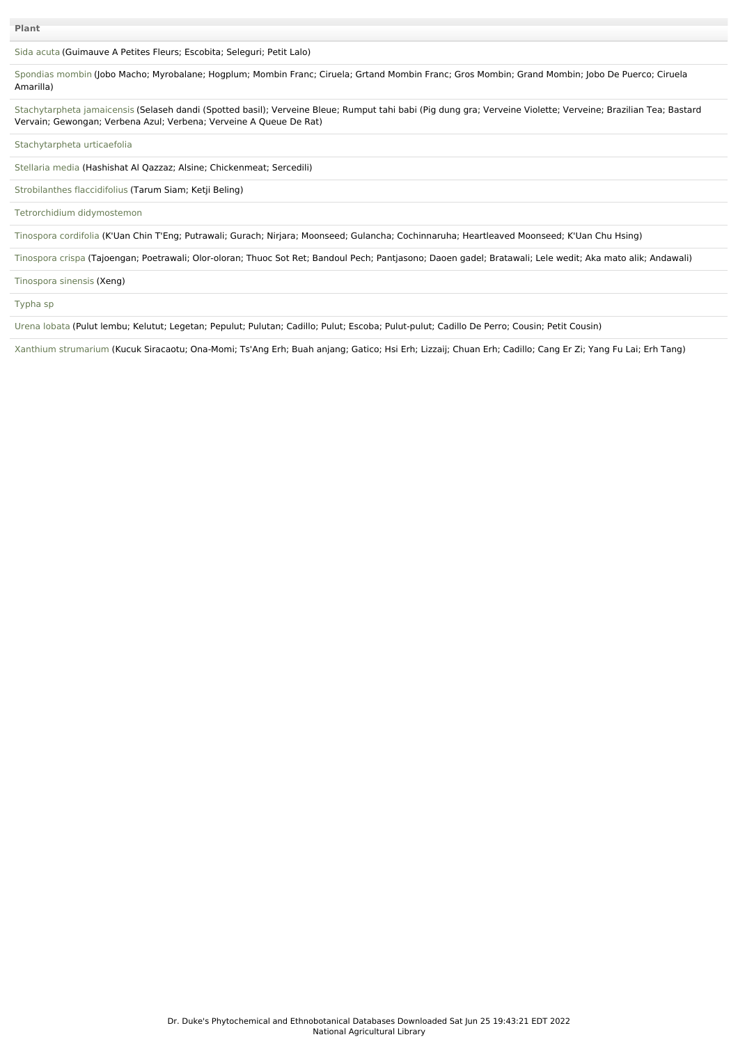| Plant |
| --- |
| Sida acuta (Guimauve A Petites Fleurs; Escobita; Seleguri; Petit Lalo) |
| Spondias mombin (Jobo Macho; Myrobalane; Hogplum; Mombin Franc; Ciruela; Grtand Mombin Franc; Gros Mombin; Grand Mombin; Jobo De Puerco; Ciruela Amarilla) |
| Stachytarpheta jamaicensis (Selaseh dandi (Spotted basil); Verveine Bleue; Rumput tahi babi (Pig dung gra; Verveine Violette; Verveine; Brazilian Tea; Bastard Vervain; Gewongan; Verbena Azul; Verbena; Verveine A Queue De Rat) |
| Stachytarpheta urticaefolia |
| Stellaria media (Hashishat Al Qazzaz; Alsine; Chickenmeat; Sercedili) |
| Strobilanthes flaccidifolius (Tarum Siam; Ketji Beling) |
| Tetrorchidium didymostemon |
| Tinospora cordifolia (K'Uan Chin T'Eng; Putrawali; Gurach; Nirjara; Moonseed; Gulancha; Cochinnaruha; Heartleaved Moonseed; K'Uan Chu Hsing) |
| Tinospora crispa (Tajoengan; Poetrawali; Olor-oloran; Thuoc Sot Ret; Bandoul Pech; Pantjasono; Daoen gadel; Bratawali; Lele wedit; Aka mato alik; Andawali) |
| Tinospora sinensis (Xeng) |
| Typha sp |
| Urena lobata (Pulut lembu; Kelutut; Legetan; Pepulut; Pulutan; Cadillo; Pulut; Escoba; Pulut-pulut; Cadillo De Perro; Cousin; Petit Cousin) |
| Xanthium strumarium (Kucuk Siracaotu; Ona-Momi; Ts'Ang Erh; Buah anjang; Gatico; Hsi Erh; Lizzaij; Chuan Erh; Cadillo; Cang Er Zi; Yang Fu Lai; Erh Tang) |

Dr. Duke's Phytochemical and Ethnobotanical Databases Downloaded Sat Jun 25 19:43:21 EDT 2022
National Agricultural Library